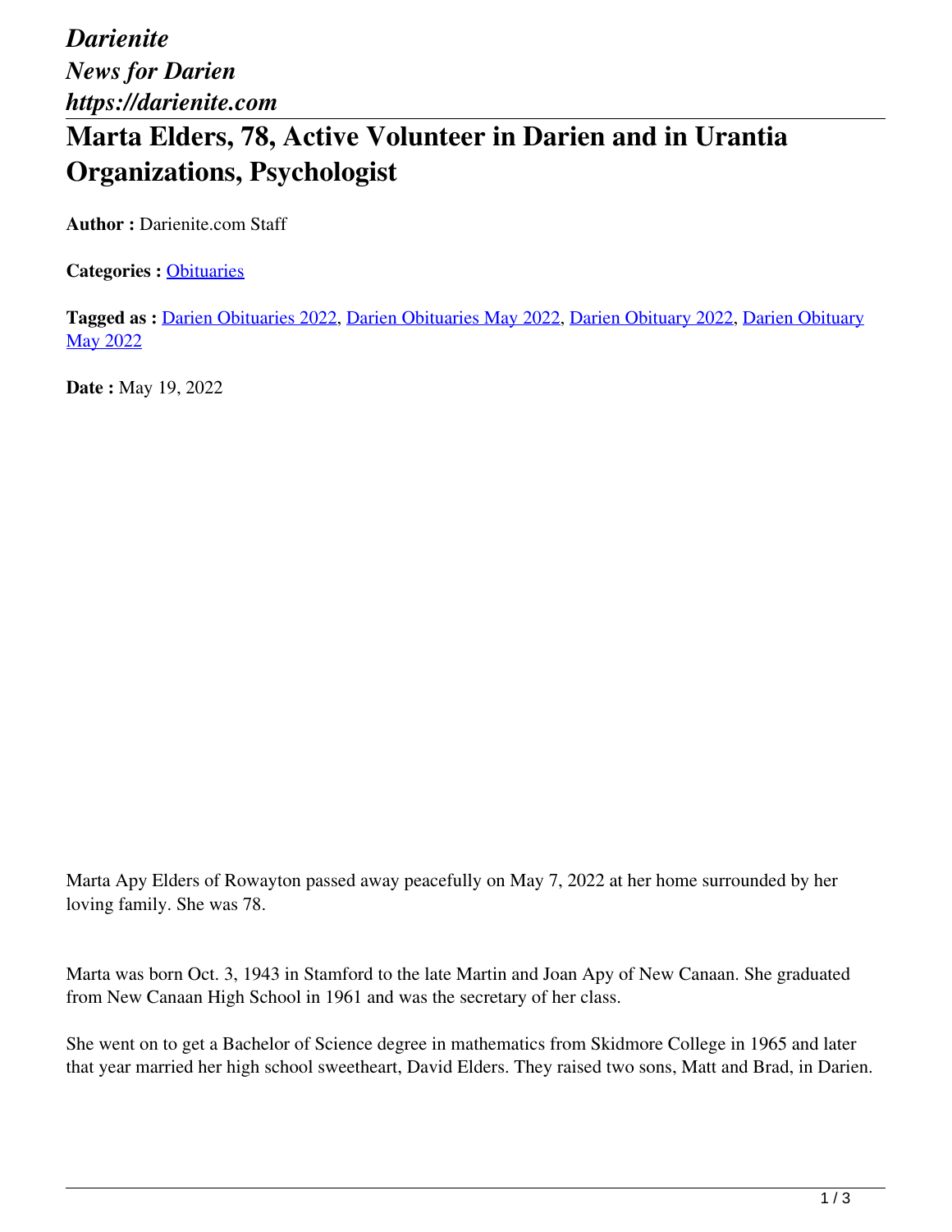*Darienite*
*News for Darien*
*https://darienite.com*

# Marta Elders, 78, Active Volunteer in Darien and in Urantia Organizations, Psychologist

**Author :** Darienite.com Staff

**Categories :** Obituaries

**Tagged as :** Darien Obituaries 2022, Darien Obituaries May 2022, Darien Obituary 2022, Darien Obituary May 2022

**Date :** May 19, 2022

Marta Apy Elders of Rowayton passed away peacefully on May 7, 2022 at her home surrounded by her loving family. She was 78.

Marta was born Oct. 3, 1943 in Stamford to the late Martin and Joan Apy of New Canaan. She graduated from New Canaan High School in 1961 and was the secretary of her class.

She went on to get a Bachelor of Science degree in mathematics from Skidmore College in 1965 and later that year married her high school sweetheart, David Elders. They raised two sons, Matt and Brad, in Darien.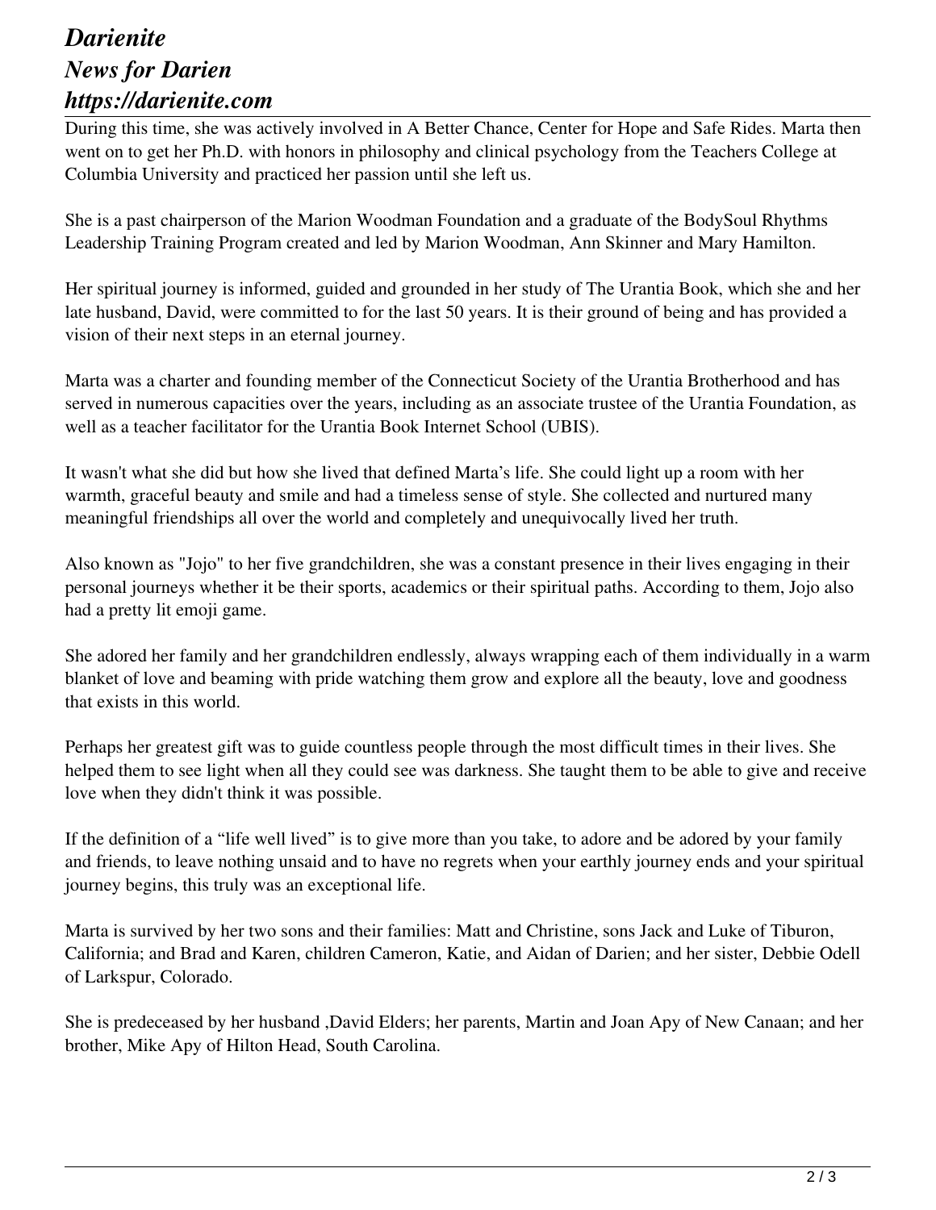During this time, she was actively involved in A Better Chance, Center for Hope and Safe Rides. Marta then went on to get her Ph.D. with honors in philosophy and clinical psychology from the Teachers College at Columbia University and practiced her passion until she left us.

She is a past chairperson of the Marion Woodman Foundation and a graduate of the BodySoul Rhythms Leadership Training Program created and led by Marion Woodman, Ann Skinner and Mary Hamilton.

Her spiritual journey is informed, guided and grounded in her study of The Urantia Book, which she and her late husband, David, were committed to for the last 50 years. It is their ground of being and has provided a vision of their next steps in an eternal journey.

Marta was a charter and founding member of the Connecticut Society of the Urantia Brotherhood and has served in numerous capacities over the years, including as an associate trustee of the Urantia Foundation, as well as a teacher facilitator for the Urantia Book Internet School (UBIS).

It wasn't what she did but how she lived that defined Marta's life. She could light up a room with her warmth, graceful beauty and smile and had a timeless sense of style. She collected and nurtured many meaningful friendships all over the world and completely and unequivocally lived her truth.

Also known as "Jojo" to her five grandchildren, she was a constant presence in their lives engaging in their personal journeys whether it be their sports, academics or their spiritual paths. According to them, Jojo also had a pretty lit emoji game.

She adored her family and her grandchildren endlessly, always wrapping each of them individually in a warm blanket of love and beaming with pride watching them grow and explore all the beauty, love and goodness that exists in this world.

Perhaps her greatest gift was to guide countless people through the most difficult times in their lives. She helped them to see light when all they could see was darkness. She taught them to be able to give and receive love when they didn't think it was possible.

If the definition of a "life well lived" is to give more than you take, to adore and be adored by your family and friends, to leave nothing unsaid and to have no regrets when your earthly journey ends and your spiritual journey begins, this truly was an exceptional life.

Marta is survived by her two sons and their families: Matt and Christine, sons Jack and Luke of Tiburon, California; and Brad and Karen, children Cameron, Katie, and Aidan of Darien; and her sister, Debbie Odell of Larkspur, Colorado.

She is predeceased by her husband ,David Elders; her parents, Martin and Joan Apy of New Canaan; and her brother, Mike Apy of Hilton Head, South Carolina.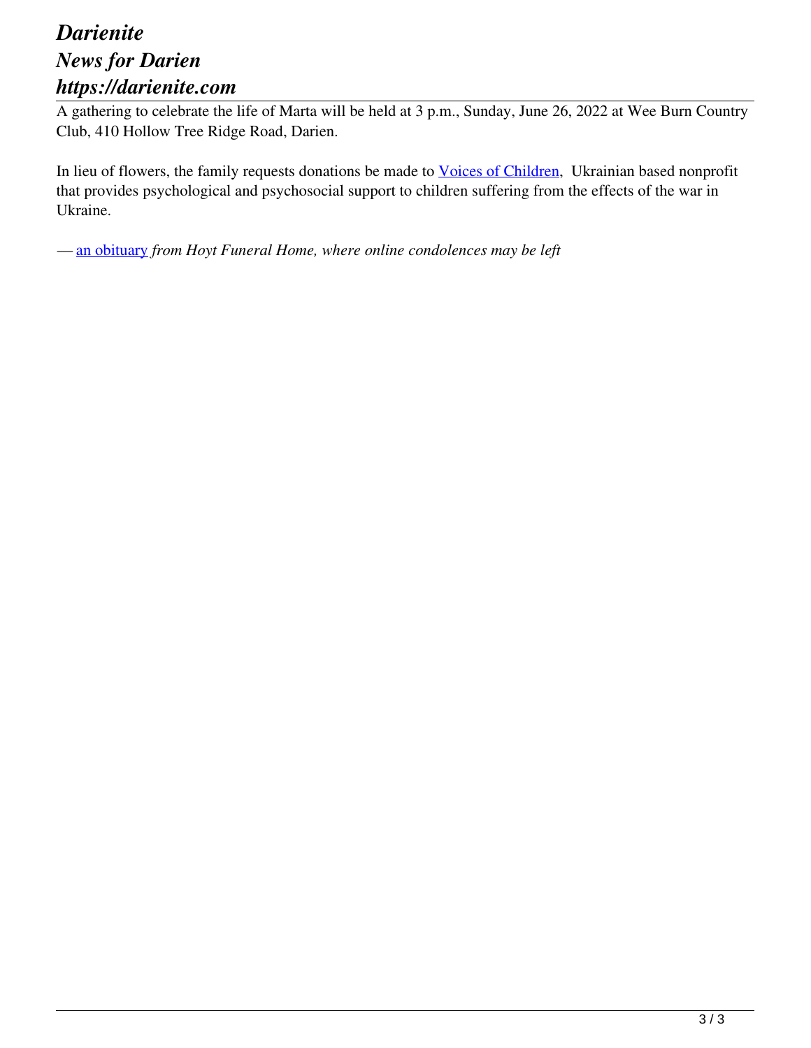A gathering to celebrate the life of Marta will be held at 3 p.m., Sunday, June 26, 2022 at Wee Burn Country Club, 410 Hollow Tree Ridge Road, Darien.

In lieu of flowers, the family requests donations be made to Voices of Children, Ukrainian based nonprofit that provides psychological and psychosocial support to children suffering from the effects of the war in Ukraine.

— an obituary *from Hoyt Funeral Home, where online condolences may be left*